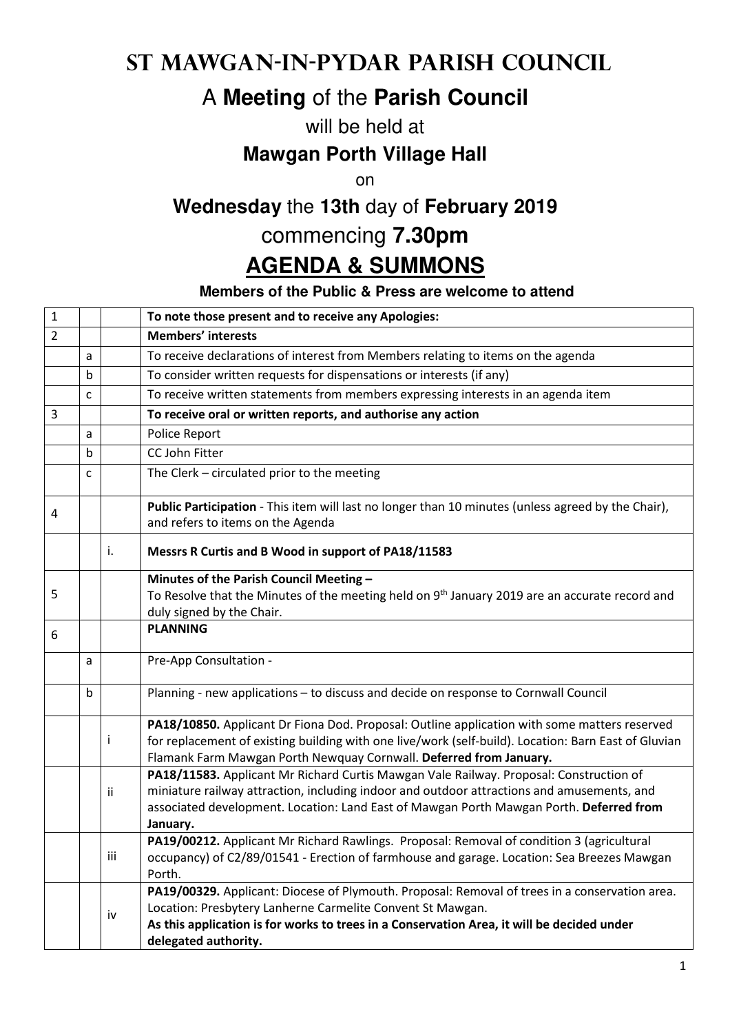# St Mawgan-in-Pydar Parish Council

## A **Meeting** of the **Parish Council**

will be held at

**Mawgan Porth Village Hall**

on

**Wednesday** the **13th** day of **February 2019**

commencing **7.30pm**

# AGENDA & SUMMONS

**Members of the Public & Press are welcome to attend**

| | | | |
|---|---|---|---|
| 1 | | | **To note those present and to receive any Apologies:** |
| 2 | | | **Members' interests** |
| | a | | To receive declarations of interest from Members relating to items on the agenda |
| | b | | To consider written requests for dispensations or interests (if any) |
| | c | | To receive written statements from members expressing interests in an agenda item |
| 3 | | | **To receive oral or written reports, and authorise any action** |
| | a | | Police Report |
| | b | | CC John Fitter |
| | c | | The Clerk – circulated prior to the meeting |
| 4 | | | **Public Participation** - This item will last no longer than 10 minutes (unless agreed by the Chair), and refers to items on the Agenda |
| | | i. | **Messrs R Curtis and B Wood in support of PA18/11583** |
| 5 | | | **Minutes of the Parish Council Meeting –** To Resolve that the Minutes of the meeting held on 9th January 2019 are an accurate record and duly signed by the Chair. |
| 6 | | | **PLANNING** |
| | a | | Pre-App Consultation - |
| | b | | Planning - new applications – to discuss and decide on response to Cornwall Council |
| | | i | **PA18/10850.** Applicant Dr Fiona Dod. Proposal: Outline application with some matters reserved for replacement of existing building with one live/work (self-build). Location: Barn East of Gluvian Flamank Farm Mawgan Porth Newquay Cornwall. **Deferred from January.** |
| | | ii | **PA18/11583.** Applicant Mr Richard Curtis Mawgan Vale Railway. Proposal: Construction of miniature railway attraction, including indoor and outdoor attractions and amusements, and associated development. Location: Land East of Mawgan Porth Mawgan Porth. **Deferred from January.** |
| | | iii | **PA19/00212.** Applicant Mr Richard Rawlings. Proposal: Removal of condition 3 (agricultural occupancy) of C2/89/01541 - Erection of farmhouse and garage. Location: Sea Breezes Mawgan Porth. |
| | | iv | **PA19/00329.** Applicant: Diocese of Plymouth. Proposal: Removal of trees in a conservation area. Location: Presbytery Lanherne Carmelite Convent St Mawgan. **As this application is for works to trees in a Conservation Area, it will be decided under delegated authority.** |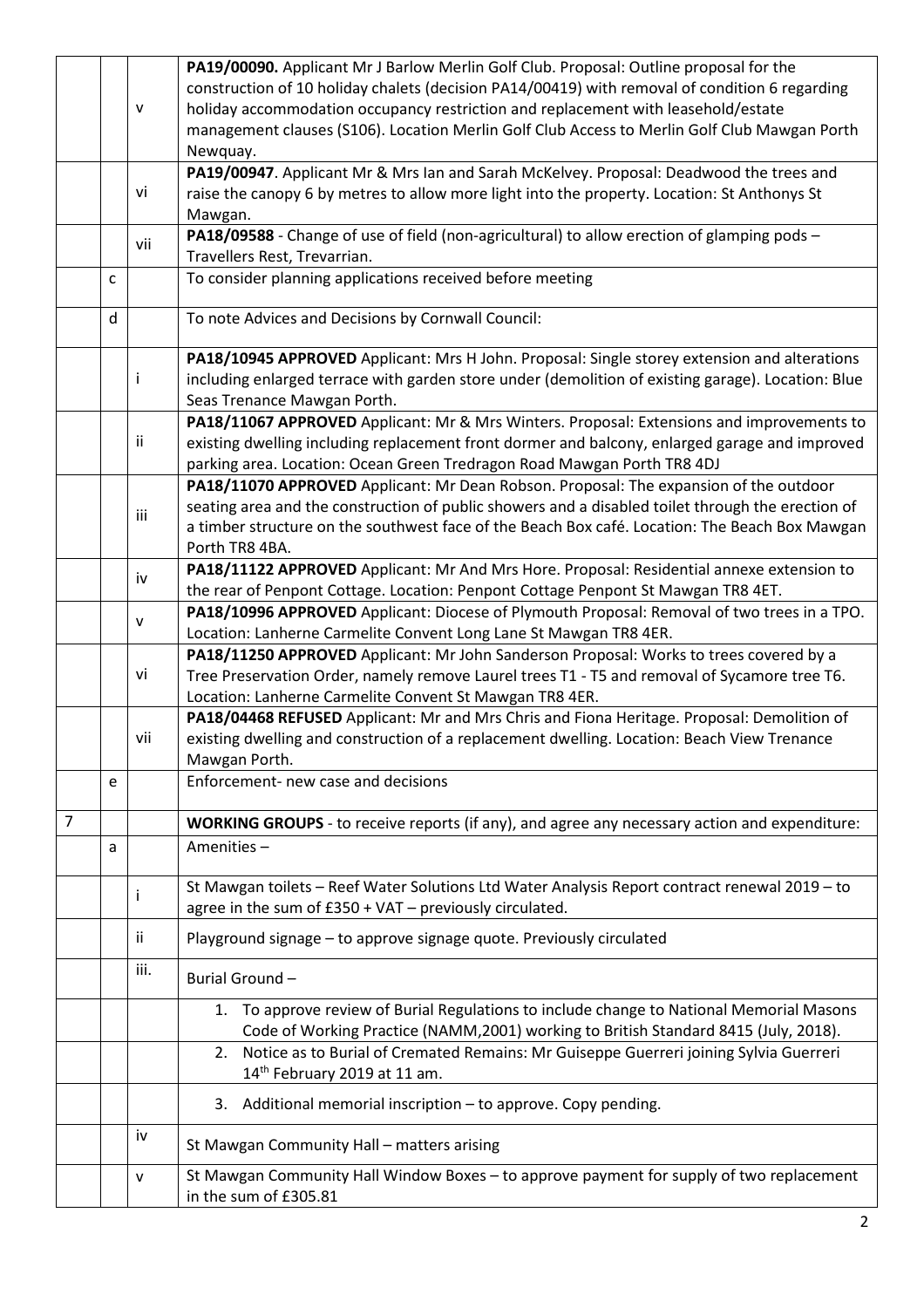| | | | |
|---|---|---|---|
| | | v | **PA19/00090.** Applicant Mr J Barlow Merlin Golf Club. Proposal: Outline proposal for the construction of 10 holiday chalets (decision PA14/00419) with removal of condition 6 regarding holiday accommodation occupancy restriction and replacement with leasehold/estate management clauses (S106). Location Merlin Golf Club Access to Merlin Golf Club Mawgan Porth Newquay. |
| | | vi | **PA19/00947**. Applicant Mr & Mrs Ian and Sarah McKelvey. Proposal: Deadwood the trees and raise the canopy 6 by metres to allow more light into the property. Location: St Anthonys St Mawgan. |
| | | vii | **PA18/09588** - Change of use of field (non-agricultural) to allow erection of glamping pods – Travellers Rest, Trevarrian. |
| | c | | To consider planning applications received before meeting |
| | d | | To note Advices and Decisions by Cornwall Council: |
| | | i | **PA18/10945 APPROVED** Applicant: Mrs H John. Proposal: Single storey extension and alterations including enlarged terrace with garden store under (demolition of existing garage). Location: Blue Seas Trenance Mawgan Porth. |
| | | ii | **PA18/11067 APPROVED** Applicant: Mr & Mrs Winters. Proposal: Extensions and improvements to existing dwelling including replacement front dormer and balcony, enlarged garage and improved parking area. Location: Ocean Green Tredragon Road Mawgan Porth TR8 4DJ |
| | | iii | **PA18/11070 APPROVED** Applicant: Mr Dean Robson. Proposal: The expansion of the outdoor seating area and the construction of public showers and a disabled toilet through the erection of a timber structure on the southwest face of the Beach Box café. Location: The Beach Box Mawgan Porth TR8 4BA. |
| | | iv | **PA18/11122 APPROVED** Applicant: Mr And Mrs Hore. Proposal: Residential annexe extension to the rear of Penpont Cottage. Location: Penpont Cottage Penpont St Mawgan TR8 4ET. |
| | | v | **PA18/10996 APPROVED** Applicant: Diocese of Plymouth Proposal: Removal of two trees in a TPO. Location: Lanherne Carmelite Convent Long Lane St Mawgan TR8 4ER. |
| | | vi | **PA18/11250 APPROVED** Applicant: Mr John Sanderson Proposal: Works to trees covered by a Tree Preservation Order, namely remove Laurel trees T1 - T5 and removal of Sycamore tree T6. Location: Lanherne Carmelite Convent St Mawgan TR8 4ER. |
| | | vii | **PA18/04468 REFUSED** Applicant: Mr and Mrs Chris and Fiona Heritage. Proposal: Demolition of existing dwelling and construction of a replacement dwelling. Location: Beach View Trenance Mawgan Porth. |
| | e | | Enforcement- new case and decisions |
| 7 | | | **WORKING GROUPS** - to receive reports (if any), and agree any necessary action and expenditure: |
| | a | | Amenities – |
| | | i | St Mawgan toilets – Reef Water Solutions Ltd Water Analysis Report contract renewal 2019 – to agree in the sum of £350 + VAT – previously circulated. |
| | | ii | Playground signage – to approve signage quote. Previously circulated |
| | | iii. | Burial Ground – |
| | | | 1. To approve review of Burial Regulations to include change to National Memorial Masons Code of Working Practice (NAMM,2001) working to British Standard 8415 (July, 2018). |
| | | | 2. Notice as to Burial of Cremated Remains: Mr Guiseppe Guerreri joining Sylvia Guerreri 14th February 2019 at 11 am. |
| | | | 3. Additional memorial inscription – to approve. Copy pending. |
| | | iv | St Mawgan Community Hall – matters arising |
| | | v | St Mawgan Community Hall Window Boxes – to approve payment for supply of two replacement in the sum of £305.81 |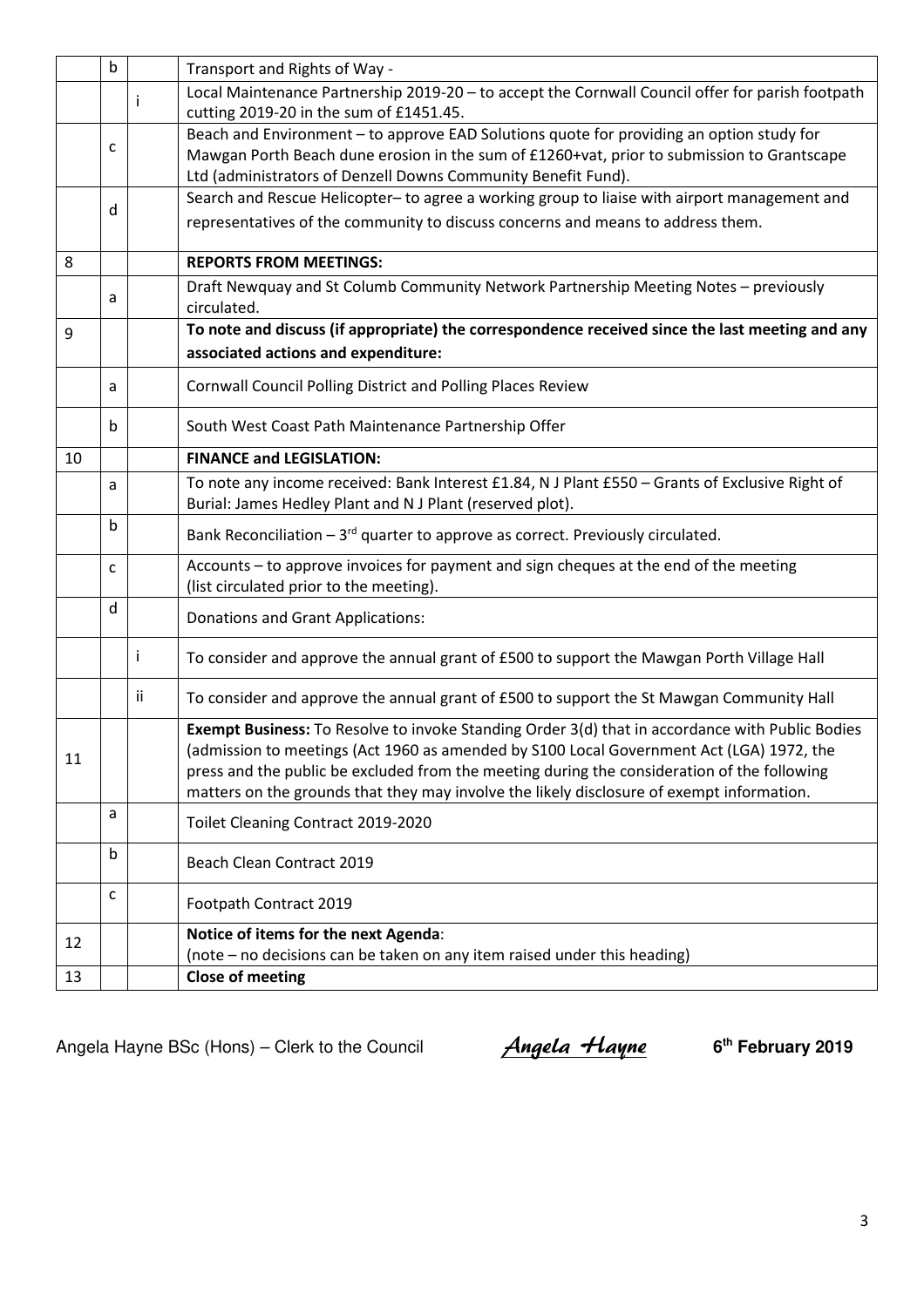| | | | |
|---|---|---|---|
| | b | | Transport and Rights of Way - |
| | | i | Local Maintenance Partnership 2019-20 – to accept the Cornwall Council offer for parish footpath cutting 2019-20 in the sum of £1451.45. |
| | c | | Beach and Environment – to approve EAD Solutions quote for providing an option study for Mawgan Porth Beach dune erosion in the sum of £1260+vat, prior to submission to Grantscape Ltd (administrators of Denzell Downs Community Benefit Fund). |
| | d | | Search and Rescue Helicopter– to agree a working group to liaise with airport management and representatives of the community to discuss concerns and means to address them. |
| 8 | | | **REPORTS FROM MEETINGS:** |
| | a | | Draft Newquay and St Columb Community Network Partnership Meeting Notes – previously circulated. |
| 9 | | | **To note and discuss (if appropriate) the correspondence received since the last meeting and any associated actions and expenditure:** |
| | a | | Cornwall Council Polling District and Polling Places Review |
| | b | | South West Coast Path Maintenance Partnership Offer |
| 10 | | | **FINANCE and LEGISLATION:** |
| | a | | To note any income received: Bank Interest £1.84, N J Plant £550 – Grants of Exclusive Right of Burial: James Hedley Plant and N J Plant (reserved plot). |
| | b | | Bank Reconciliation – 3rd quarter to approve as correct. Previously circulated. |
| | c | | Accounts – to approve invoices for payment and sign cheques at the end of the meeting (list circulated prior to the meeting). |
| | d | | Donations and Grant Applications: |
| | | i | To consider and approve the annual grant of £500 to support the Mawgan Porth Village Hall |
| | | ii | To consider and approve the annual grant of £500 to support the St Mawgan Community Hall |
| 11 | | | **Exempt Business:** To Resolve to invoke Standing Order 3(d) that in accordance with Public Bodies (admission to meetings (Act 1960 as amended by S100 Local Government Act (LGA) 1972, the press and the public be excluded from the meeting during the consideration of the following matters on the grounds that they may involve the likely disclosure of exempt information. |
| | a | | Toilet Cleaning Contract 2019-2020 |
| | b | | Beach Clean Contract 2019 |
| | c | | Footpath Contract 2019 |
| 12 | | | **Notice of items for the next Agenda**: (note – no decisions can be taken on any item raised under this heading) |
| 13 | | | **Close of meeting** |

Angela Hayne BSc (Hons) – Clerk to the Council *Angela Hayne* **6th February 2019**